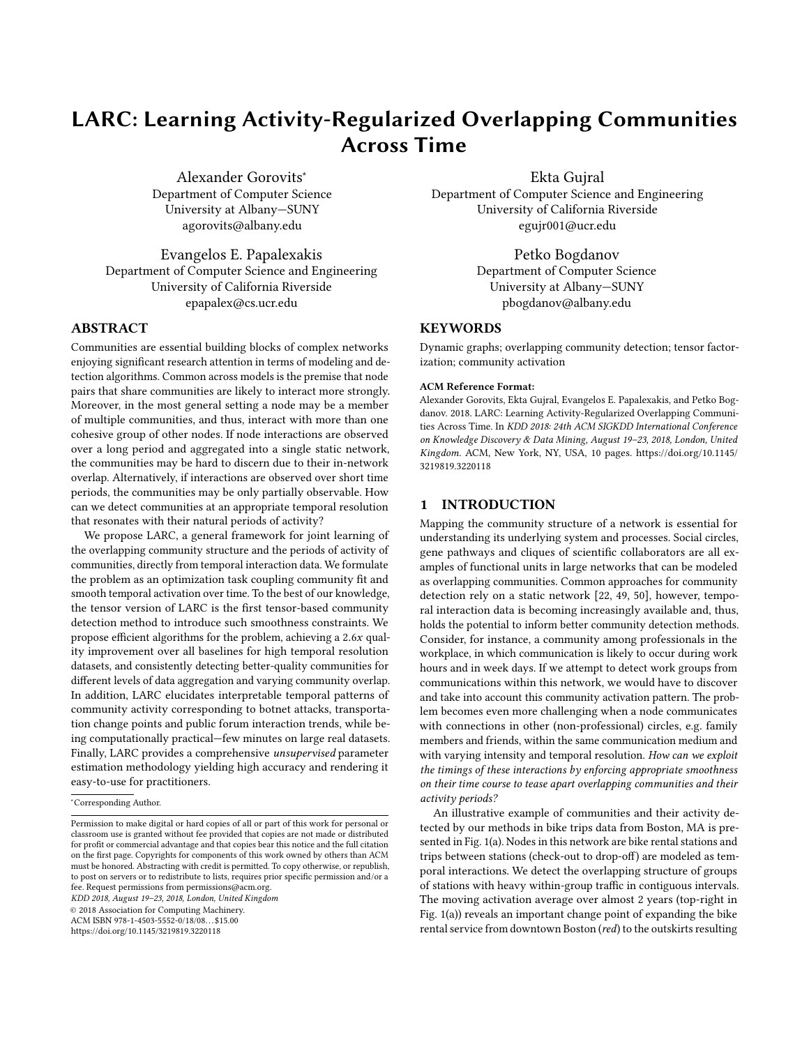# LARC: Learning Activity-Regularized Overlapping Communities Across Time

Alexander Gorovits*
Department of Computer Science
University at Albany—SUNY
agorovits@albany.edu

Ekta Gujral
Department of Computer Science and Engineering
University of California Riverside
egujr001@ucr.edu

Evangelos E. Papalexakis
Department of Computer Science and Engineering
University of California Riverside
epapalex@cs.ucr.edu

Petko Bogdanov
Department of Computer Science
University at Albany—SUNY
pbogdanov@albany.edu

## ABSTRACT

Communities are essential building blocks of complex networks enjoying significant research attention in terms of modeling and detection algorithms. Common across models is the premise that node pairs that share communities are likely to interact more strongly. Moreover, in the most general setting a node may be a member of multiple communities, and thus, interact with more than one cohesive group of other nodes. If node interactions are observed over a long period and aggregated into a single static network, the communities may be hard to discern due to their in-network overlap. Alternatively, if interactions are observed over short time periods, the communities may be only partially observable. How can we detect communities at an appropriate temporal resolution that resonates with their natural periods of activity?

We propose LARC, a general framework for joint learning of the overlapping community structure and the periods of activity of communities, directly from temporal interaction data. We formulate the problem as an optimization task coupling community fit and smooth temporal activation over time. To the best of our knowledge, the tensor version of LARC is the first tensor-based community detection method to introduce such smoothness constraints. We propose efficient algorithms for the problem, achieving a $2.6x$ quality improvement over all baselines for high temporal resolution datasets, and consistently detecting better-quality communities for different levels of data aggregation and varying community overlap. In addition, LARC elucidates interpretable temporal patterns of community activity corresponding to botnet attacks, transportation change points and public forum interaction trends, while being computationally practical—few minutes on large real datasets. Finally, LARC provides a comprehensive *unsupervised* parameter estimation methodology yielding high accuracy and rendering it easy-to-use for practitioners.

*Corresponding Author.

Permission to make digital or hard copies of all or part of this work for personal or classroom use is granted without fee provided that copies are not made or distributed for profit or commercial advantage and that copies bear this notice and the full citation on the first page. Copyrights for components of this work owned by others than ACM must be honored. Abstracting with credit is permitted. To copy otherwise, or republish, to post on servers or to redistribute to lists, requires prior specific permission and/or a fee. Request permissions from permissions@acm.org.
*KDD 2018, August 19–23, 2018, London, United Kingdom*
© 2018 Association for Computing Machinery.
ACM ISBN 978-1-4503-5552-0/18/08...$15.00
https://doi.org/10.1145/3219819.3220118

## KEYWORDS

Dynamic graphs; overlapping community detection; tensor factorization; community activation

**ACM Reference Format:**
Alexander Gorovits, Ekta Gujral, Evangelos E. Papalexakis, and Petko Bogdanov. 2018. LARC: Learning Activity-Regularized Overlapping Communities Across Time. In *KDD 2018: 24th ACM SIGKDD International Conference on Knowledge Discovery & Data Mining, August 19–23, 2018, London, United Kingdom.* ACM, New York, NY, USA, 10 pages. https://doi.org/10.1145/3219819.3220118

## 1 INTRODUCTION

Mapping the community structure of a network is essential for understanding its underlying system and processes. Social circles, gene pathways and cliques of scientific collaborators are all examples of functional units in large networks that can be modeled as overlapping communities. Common approaches for community detection rely on a static network [22, 49, 50], however, temporal interaction data is becoming increasingly available and, thus, holds the potential to inform better community detection methods. Consider, for instance, a community among professionals in the workplace, in which communication is likely to occur during work hours and in week days. If we attempt to detect work groups from communications within this network, we would have to discover and take into account this community activation pattern. The problem becomes even more challenging when a node communicates with connections in other (non-professional) circles, e.g. family members and friends, within the same communication medium and with varying intensity and temporal resolution. *How can we exploit the timings of these interactions by enforcing appropriate smoothness on their time course to tease apart overlapping communities and their activity periods?*

An illustrative example of communities and their activity detected by our methods in bike trips data from Boston, MA is presented in Fig. 1(a). Nodes in this network are bike rental stations and trips between stations (check-out to drop-off) are modeled as temporal interactions. We detect the overlapping structure of groups of stations with heavy within-group traffic in contiguous intervals. The moving activation average over almost 2 years (top-right in Fig. 1(a)) reveals an important change point of expanding the bike rental service from downtown Boston (*red*) to the outskirts resulting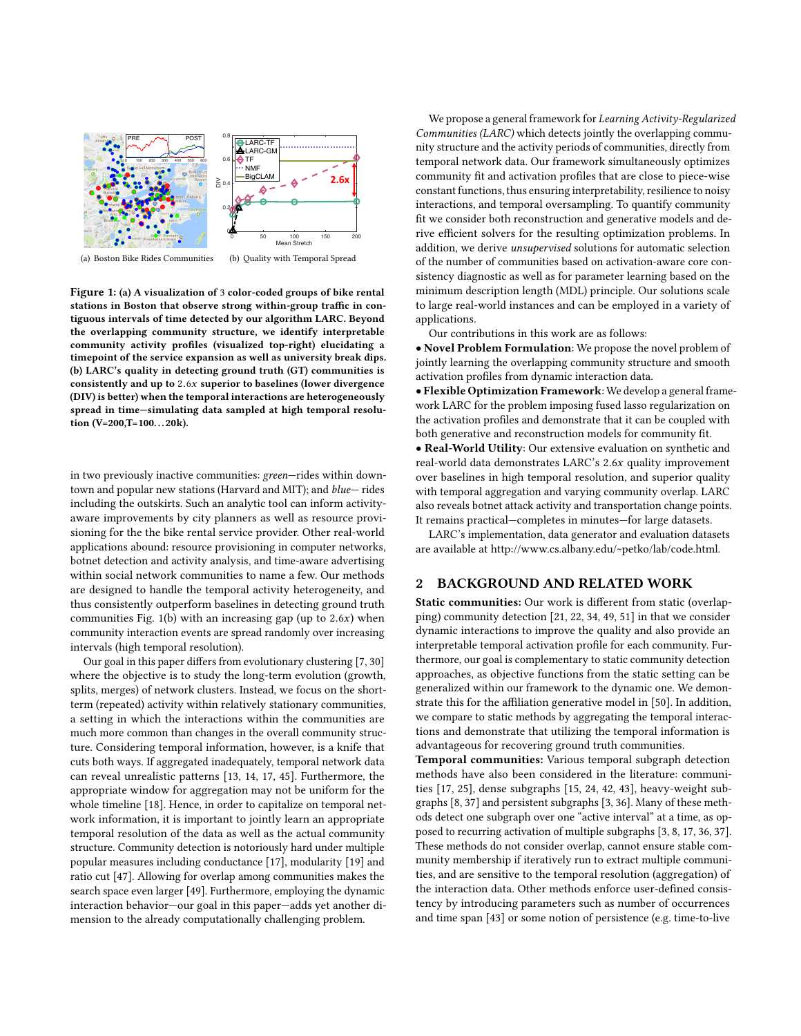PRE

POST

0 100 200 300 400 500 600

(a) Boston Bike Rides Communities

0.8

0.6

0.4

0.2

0

DIV

LARC-TF

LARC-GM

TF

NMF

BigCLAM

2.6x

0 50 100 150 200

Mean Stretch

(b) Quality with Temporal Spread

**Figure 1: (a) A visualization of 3 color-coded groups of bike rental stations in Boston that observe strong within-group traffic in contiguous intervals of time detected by our algorithm LARC. Beyond the overlapping community structure, we identify interpretable community activity profiles (visualized top-right) elucidating a timepoint of the service expansion as well as university break dips. (b) LARC's quality in detecting ground truth (GT) communities is consistently and up to 2.6$x$ superior to baselines (lower divergence (DIV) is better) when the temporal interactions are heterogeneously spread in time—simulating data sampled at high temporal resolution (V=200,T=100...20k).**

in two previously inactive communities: *green*—rides within downtown and popular new stations (Harvard and MIT); and *blue*— rides including the outskirts. Such an analytic tool can inform activity-aware improvements by city planners as well as resource provisioning for the the bike rental service provider. Other real-world applications abound: resource provisioning in computer networks, botnet detection and activity analysis, and time-aware advertising within social network communities to name a few. Our methods are designed to handle the temporal activity heterogeneity, and thus consistently outperform baselines in detecting ground truth communities Fig. 1(b) with an increasing gap (up to 2.6$x$) when community interaction events are spread randomly over increasing intervals (high temporal resolution).

Our goal in this paper differs from evolutionary clustering [7, 30] where the objective is to study the long-term evolution (growth, splits, merges) of network clusters. Instead, we focus on the short-term (repeated) activity within relatively stationary communities, a setting in which the interactions within the communities are much more common than changes in the overall community structure. Considering temporal information, however, is a knife that cuts both ways. If aggregated inadequately, temporal network data can reveal unrealistic patterns [13, 14, 17, 45]. Furthermore, the appropriate window for aggregation may not be uniform for the whole timeline [18]. Hence, in order to capitalize on temporal network information, it is important to jointly learn an appropriate temporal resolution of the data as well as the actual community structure. Community detection is notoriously hard under multiple popular measures including conductance [17], modularity [19] and ratio cut [47]. Allowing for overlap among communities makes the search space even larger [49]. Furthermore, employing the dynamic interaction behavior—our goal in this paper—adds yet another dimension to the already computationally challenging problem.

We propose a general framework for *Learning Activity-Regularized Communities (LARC)* which detects jointly the overlapping community structure and the activity periods of communities, directly from temporal network data. Our framework simultaneously optimizes community fit and activation profiles that are close to piece-wise constant functions, thus ensuring interpretability, resilience to noisy interactions, and temporal oversampling. To quantify community fit we consider both reconstruction and generative models and derive efficient solvers for the resulting optimization problems. In addition, we derive *unsupervised* solutions for automatic selection of the number of communities based on activation-aware core consistency diagnostic as well as for parameter learning based on the minimum description length (MDL) principle. Our solutions scale to large real-world instances and can be employed in a variety of applications.

Our contributions in this work are as follows:

• **Novel Problem Formulation**: We propose the novel problem of jointly learning the overlapping community structure and smooth activation profiles from dynamic interaction data.

• **Flexible Optimization Framework**: We develop a general framework LARC for the problem imposing fused lasso regularization on the activation profiles and demonstrate that it can be coupled with both generative and reconstruction models for community fit.

• **Real-World Utility**: Our extensive evaluation on synthetic and real-world data demonstrates LARC's 2.6$x$ quality improvement over baselines in high temporal resolution, and superior quality with temporal aggregation and varying community overlap. LARC also reveals botnet attack activity and transportation change points. It remains practical—completes in minutes—for large datasets.

LARC's implementation, data generator and evaluation datasets are available at http://www.cs.albany.edu/~petko/lab/code.html.

## 2 BACKGROUND AND RELATED WORK

**Static communities:** Our work is different from static (overlapping) community detection [21, 22, 34, 49, 51] in that we consider dynamic interactions to improve the quality and also provide an interpretable temporal activation profile for each community. Furthermore, our goal is complementary to static community detection approaches, as objective functions from the static setting can be generalized within our framework to the dynamic one. We demonstrate this for the affiliation generative model in [50]. In addition, we compare to static methods by aggregating the temporal interactions and demonstrate that utilizing the temporal information is advantageous for recovering ground truth communities.

**Temporal communities:** Various temporal subgraph detection methods have also been considered in the literature: communities [17, 25], dense subgraphs [15, 24, 42, 43], heavy-weight subgraphs [8, 37] and persistent subgraphs [3, 36]. Many of these methods detect one subgraph over one "active interval" at a time, as opposed to recurring activation of multiple subgraphs [3, 8, 17, 36, 37]. These methods do not consider overlap, cannot ensure stable community membership if iteratively run to extract multiple communities, and are sensitive to the temporal resolution (aggregation) of the interaction data. Other methods enforce user-defined consistency by introducing parameters such as number of occurrences and time span [43] or some notion of persistence (e.g. time-to-live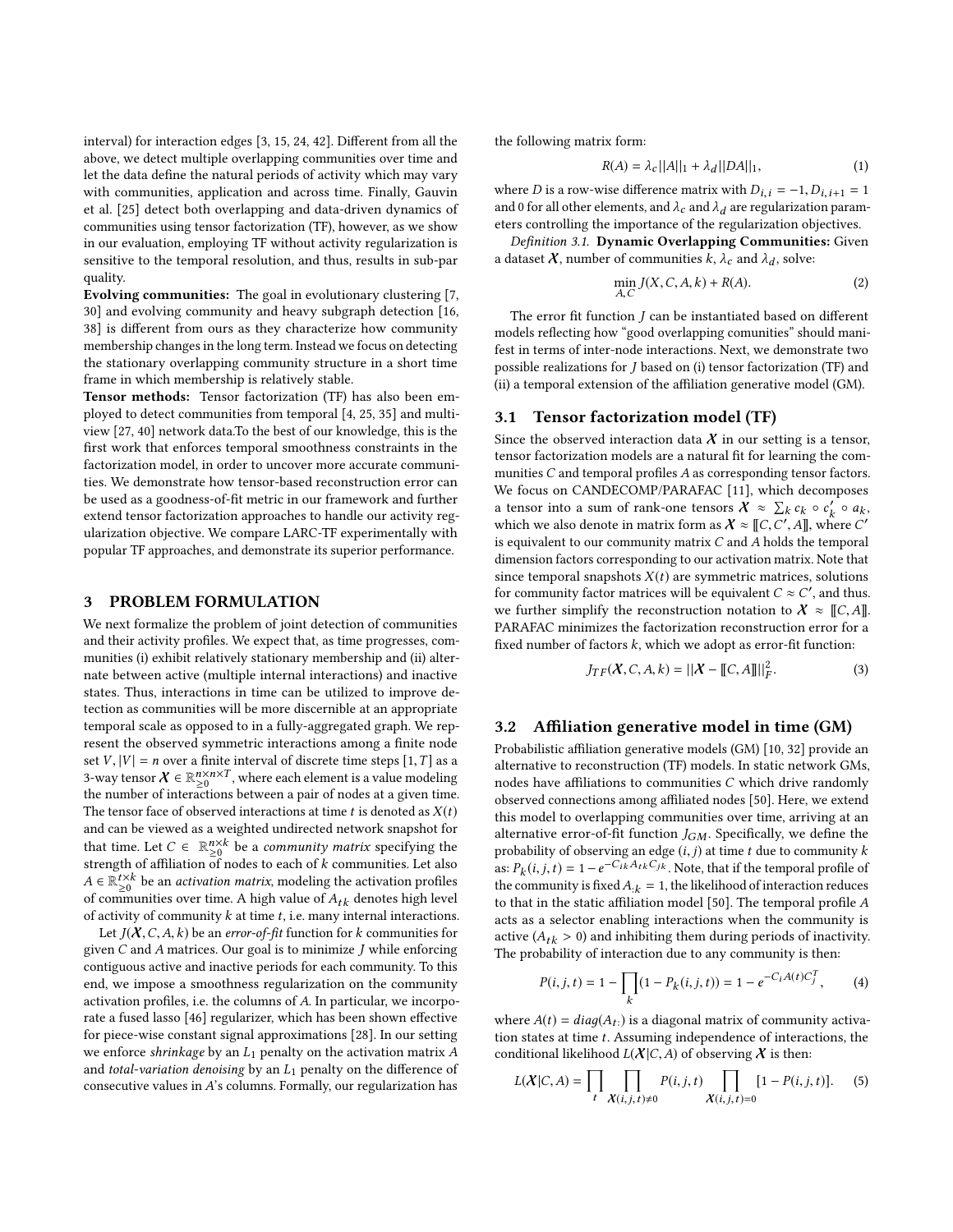interval) for interaction edges [3, 15, 24, 42]. Different from all the above, we detect multiple overlapping communities over time and let the data define the natural periods of activity which may vary with communities, application and across time. Finally, Gauvin et al. [25] detect both overlapping and data-driven dynamics of communities using tensor factorization (TF), however, as we show in our evaluation, employing TF without activity regularization is sensitive to the temporal resolution, and thus, results in sub-par quality.

**Evolving communities:** The goal in evolutionary clustering [7, 30] and evolving community and heavy subgraph detection [16, 38] is different from ours as they characterize how community membership changes in the long term. Instead we focus on detecting the stationary overlapping community structure in a short time frame in which membership is relatively stable.

**Tensor methods:** Tensor factorization (TF) has also been employed to detect communities from temporal [4, 25, 35] and multi-view [27, 40] network data.To the best of our knowledge, this is the first work that enforces temporal smoothness constraints in the factorization model, in order to uncover more accurate communities. We demonstrate how tensor-based reconstruction error can be used as a goodness-of-fit metric in our framework and further extend tensor factorization approaches to handle our activity regularization objective. We compare LARC-TF experimentally with popular TF approaches, and demonstrate its superior performance.

## 3 PROBLEM FORMULATION

We next formalize the problem of joint detection of communities and their activity profiles. We expect that, as time progresses, communities (i) exhibit relatively stationary membership and (ii) alternate between active (multiple internal interactions) and inactive states. Thus, interactions in time can be utilized to improve detection as communities will be more discernible at an appropriate temporal scale as opposed to in a fully-aggregated graph. We represent the observed symmetric interactions among a finite node set $V$, $|V| = n$ over a finite interval of discrete time steps $[1, T]$ as a 3-way tensor $\mathcal{X} \in \mathbb{R}_{\geq 0}^{n \times n \times T}$, where each element is a value modeling the number of interactions between a pair of nodes at a given time. The tensor face of observed interactions at time $t$ is denoted as $X(t)$ and can be viewed as a weighted undirected network snapshot for that time. Let $C \in \mathbb{R}_{\geq 0}^{n \times k}$ be a *community matrix* specifying the strength of affiliation of nodes to each of $k$ communities. Let also $A \in \mathbb{R}_{\geq 0}^{t \times k}$ be an *activation matrix*, modeling the activation profiles of communities over time. A high value of $A_{tk}$ denotes high level of activity of community $k$ at time $t$, i.e. many internal interactions.

Let $J(\mathcal{X}, C, A, k)$ be an *error-of-fit* function for $k$ communities for given $C$ and $A$ matrices. Our goal is to minimize $J$ while enforcing contiguous active and inactive periods for each community. To this end, we impose a smoothness regularization on the community activation profiles, i.e. the columns of $A$. In particular, we incorporate a fused lasso [46] regularizer, which has been shown effective for piece-wise constant signal approximations [28]. In our setting we enforce *shrinkage* by an $L_1$ penalty on the activation matrix $A$ and *total-variation denoising* by an $L_1$ penalty on the difference of consecutive values in $A$'s columns. Formally, our regularization has the following matrix form:

$$R(A) = \lambda_c ||A||_1 + \lambda_d ||DA||_1, \tag{1}$$

where $D$ is a row-wise difference matrix with $D_{i,i} = -1, D_{i,i+1} = 1$ and 0 for all other elements, and $\lambda_c$ and $\lambda_d$ are regularization parameters controlling the importance of the regularization objectives.

*Definition 3.1.* **Dynamic Overlapping Communities:** Given a dataset $\mathcal{X}$, number of communities $k$, $\lambda_c$ and $\lambda_d$, solve:

$$\min_{A,C} J(X, C, A, k) + R(A). \tag{2}$$

The error fit function $J$ can be instantiated based on different models reflecting how "good overlapping comunities" should manifest in terms of inter-node interactions. Next, we demonstrate two possible realizations for $J$ based on (i) tensor factorization (TF) and (ii) a temporal extension of the affiliation generative model (GM).

### 3.1 Tensor factorization model (TF)

Since the observed interaction data $\mathcal{X}$ in our setting is a tensor, tensor factorization models are a natural fit for learning the communities $C$ and temporal profiles $A$ as corresponding tensor factors. We focus on CANDECOMP/PARAFAC [11], which decomposes a tensor into a sum of rank-one tensors $\mathcal{X} \approx \sum_k c_k \circ c'_k \circ a_k$, which we also denote in matrix form as $\mathcal{X} \approx [\![C, C', A]\!]$, where $C'$ is equivalent to our community matrix $C$ and $A$ holds the temporal dimension factors corresponding to our activation matrix. Note that since temporal snapshots $X(t)$ are symmetric matrices, solutions for community factor matrices will be equivalent $C \approx C'$, and thus. we further simplify the reconstruction notation to $\mathcal{X} \approx [\![C, A]\!]$. PARAFAC minimizes the factorization reconstruction error for a fixed number of factors $k$, which we adopt as error-fit function:

$$J_{TF}(\mathcal{X}, C, A, k) = ||\mathcal{X} - [\![C, A]\!]||_F^2. \tag{3}$$

### 3.2 Affiliation generative model in time (GM)

Probabilistic affiliation generative models (GM) [10, 32] provide an alternative to reconstruction (TF) models. In static network GMs, nodes have affiliations to communities $C$ which drive randomly observed connections among affiliated nodes [50]. Here, we extend this model to overlapping communities over time, arriving at an alternative error-of-fit function $J_{GM}$. Specifically, we define the probability of observing an edge $(i, j)$ at time $t$ due to community $k$ as: $P_k(i, j, t) = 1 - e^{-C_{ik} A_{tk} C_{jk}}$. Note, that if the temporal profile of the community is fixed $A_{:k} = 1$, the likelihood of interaction reduces to that in the static affiliation model [50]. The temporal profile $A$ acts as a selector enabling interactions when the community is active ($A_{tk} > 0$) and inhibiting them during periods of inactivity. The probability of interaction due to any community is then:

$$P(i, j, t) = 1 - \prod_k (1 - P_k(i, j, t)) = 1 - e^{-C_i A(t) C_j^T}, \tag{4}$$

where $A(t) = diag(A_{t:})$ is a diagonal matrix of community activation states at time $t$. Assuming independence of interactions, the conditional likelihood $L(\mathcal{X}|C, A)$ of observing $\mathcal{X}$ is then:

$$L(\mathcal{X}|C, A) = \prod_t \prod_{\mathcal{X}(i,j,t) \neq 0} P(i, j, t) \prod_{\mathcal{X}(i,j,t)=0} [1 - P(i, j, t)]. \tag{5}$$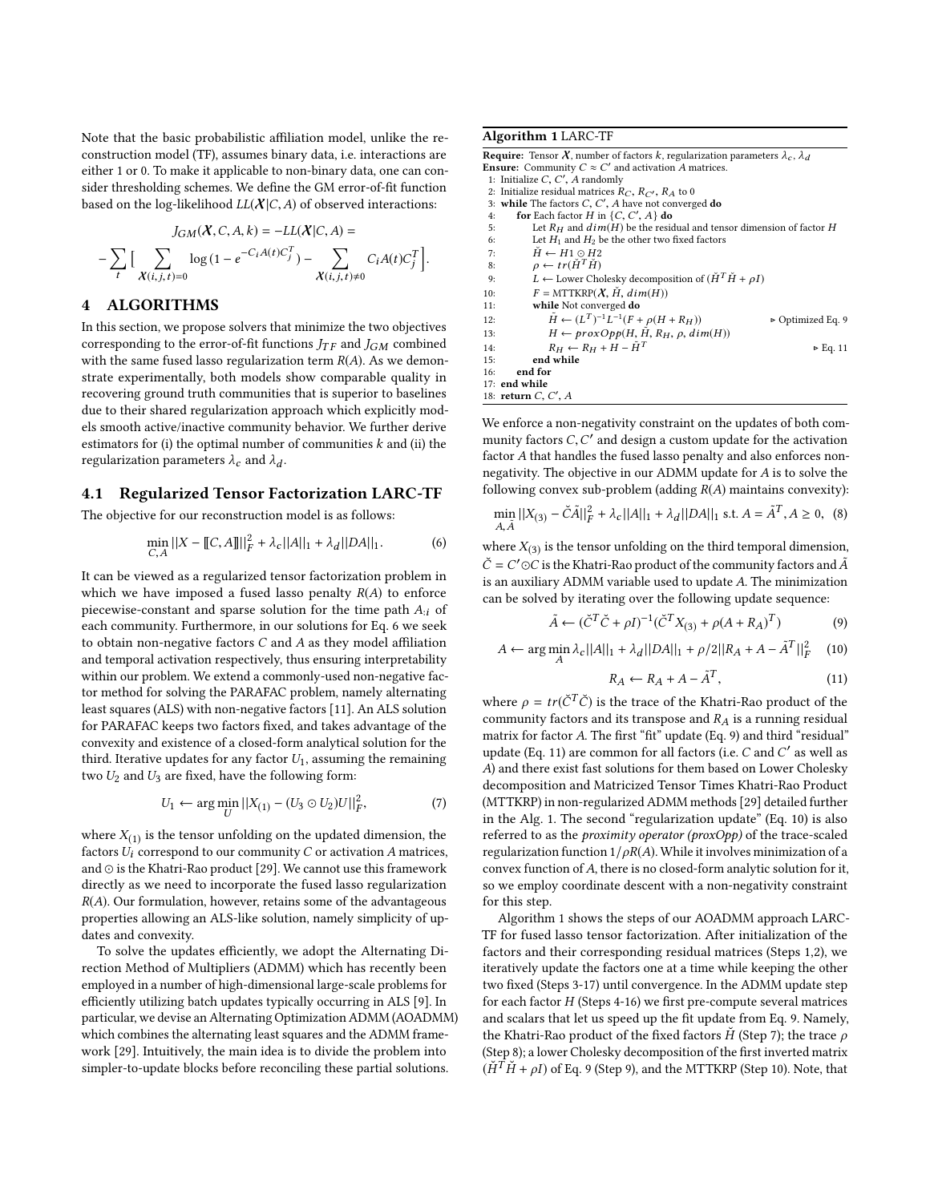Note that the basic probabilistic affiliation model, unlike the reconstruction model (TF), assumes binary data, i.e. interactions are either 1 or 0. To make it applicable to non-binary data, one can consider thresholding schemes. We define the GM error-of-fit function based on the log-likelihood $LL(\mathcal{X}|C, A)$ of observed interactions:

$$J_{GM}(\mathcal{X}, C, A, k) = -LL(\mathcal{X}|C, A) =$$

$$-\sum_t \Big[ \sum_{\mathcal{X}(i,j,t)=0} \log\left(1 - e^{-C_i A(t) C_j^T}\right) - \sum_{\mathcal{X}(i,j,t)\neq 0} C_i A(t) C_j^T \Big].$$

## 4 ALGORITHMS

In this section, we propose solvers that minimize the two objectives corresponding to the error-of-fit functions $J_{TF}$ and $J_{GM}$ combined with the same fused lasso regularization term $R(A)$. As we demonstrate experimentally, both models show comparable quality in recovering ground truth communities that is superior to baselines due to their shared regularization approach which explicitly models smooth active/inactive community behavior. We further derive estimators for (i) the optimal number of communities $k$ and (ii) the regularization parameters $\lambda_c$ and $\lambda_d$.

### 4.1 Regularized Tensor Factorization LARC-TF

The objective for our reconstruction model is as follows:

$$\min_{C,A} ||X - [\![C, A]\!]||_F^2 + \lambda_c ||A||_1 + \lambda_d ||DA||_1. \tag{6}$$

It can be viewed as a regularized tensor factorization problem in which we have imposed a fused lasso penalty $R(A)$ to enforce piecewise-constant and sparse solution for the time path $A_{:i}$ of each community. Furthermore, in our solutions for Eq. 6 we seek to obtain non-negative factors $C$ and $A$ as they model affiliation and temporal activation respectively, thus ensuring interpretability within our problem. We extend a commonly-used non-negative factor method for solving the PARAFAC problem, namely alternating least squares (ALS) with non-negative factors [11]. An ALS solution for PARAFAC keeps two factors fixed, and takes advantage of the convexity and existence of a closed-form analytical solution for the third. Iterative updates for any factor $U_1$, assuming the remaining two $U_2$ and $U_3$ are fixed, have the following form:

$$U_1 \leftarrow \arg\min_U ||X_{(1)} - (U_3 \odot U_2)U||_F^2, \tag{7}$$

where $X_{(1)}$ is the tensor unfolding on the updated dimension, the factors $U_i$ correspond to our community $C$ or activation $A$ matrices, and $\odot$ is the Khatri-Rao product [29]. We cannot use this framework directly as we need to incorporate the fused lasso regularization $R(A)$. Our formulation, however, retains some of the advantageous properties allowing an ALS-like solution, namely simplicity of updates and convexity.

To solve the updates efficiently, we adopt the Alternating Direction Method of Multipliers (ADMM) which has recently been employed in a number of high-dimensional large-scale problems for efficiently utilizing batch updates typically occurring in ALS [9]. In particular, we devise an Alternating Optimization ADMM (AOADMM) which combines the alternating least squares and the ADMM framework [29]. Intuitively, the main idea is to divide the problem into simpler-to-update blocks before reconciling these partial solutions.

**Algorithm 1** LARC-TF

```
Require: Tensor X, number of factors k, regularization parameters λc, λd
Ensure: Community C ≈ C' and activation A matrices.
 1: Initialize C, C', A randomly
 2: Initialize residual matrices R_C, R_C', R_A to 0
 3: while The factors C, C', A have not converged do
 4:     for Each factor H in {C, C', A} do
 5:         Let R_H and dim(H) be the residual and tensor dimension of factor H
 6:         Let H1 and H2 be the other two fixed factors
 7:         Ȟ ← H1 ⊙ H2
 8:         ρ ← tr(Ȟ^T Ȟ)
 9:         L ← Lower Cholesky decomposition of (Ȟ^T Ȟ + ρI)
10:         F = MTTKRP(X, Ȟ, dim(H))
11:         while Not converged do
12:             H̃ ← (L^T)^{-1} L^{-1} (F + ρ(H + R_H))          ▷ Optimized Eq. 9
13:             H ← proxOpp(H, H̃, R_H, ρ, dim(H))
14:             R_H ← R_H + H − H̃^T                             ▷ Eq. 11
15:         end while
16:     end for
17: end while
18: return C, C', A
```

We enforce a non-negativity constraint on the updates of both community factors $C, C'$ and design a custom update for the activation factor $A$ that handles the fused lasso penalty and also enforces non-negativity. The objective in our ADMM update for $A$ is to solve the following convex sub-problem (adding $R(A)$ maintains convexity):

$$\min_{A,\tilde{A}} ||X_{(3)} - \check{C}\tilde{A}||_F^2 + \lambda_c ||A||_1 + \lambda_d ||DA||_1 \text{ s.t. } A = \tilde{A}^T, A \geq 0, \tag{8}$$

where $X_{(3)}$ is the tensor unfolding on the third temporal dimension, $\check{C} = C' \odot C$ is the Khatri-Rao product of the community factors and $\tilde{A}$ is an auxiliary ADMM variable used to update $A$. The minimization can be solved by iterating over the following update sequence:

$$\tilde{A} \leftarrow (\check{C}^T \check{C} + \rho I)^{-1} (\check{C}^T X_{(3)} + \rho(A + R_A)^T) \tag{9}$$

$$A \leftarrow \arg\min_A \lambda_c ||A||_1 + \lambda_d ||DA||_1 + \rho/2 ||R_A + A - \tilde{A}^T||_F^2 \tag{10}$$

$$R_A \leftarrow R_A + A - \tilde{A}^T, \tag{11}$$

where $\rho = tr(\check{C}^T \check{C})$ is the trace of the Khatri-Rao product of the community factors and its transpose and $R_A$ is a running residual matrix for factor $A$. The first "fit" update (Eq. 9) and third "residual" update (Eq. 11) are common for all factors (i.e. $C$ and $C'$ as well as $A$) and there exist fast solutions for them based on Lower Cholesky decomposition and Matricized Tensor Times Khatri-Rao Product (MTTKRP) in non-regularized ADMM methods [29] detailed further in the Alg. 1. The second "regularization update" (Eq. 10) is also referred to as the *proximity operator (proxOpp)* of the trace-scaled regularization function $1/\rho R(A)$. While it involves minimization of a convex function of $A$, there is no closed-form analytic solution for it, so we employ coordinate descent with a non-negativity constraint for this step.

Algorithm 1 shows the steps of our AOADMM approach LARC-TF for fused lasso tensor factorization. After initialization of the factors and their corresponding residual matrices (Steps 1,2), we iteratively update the factors one at a time while keeping the other two fixed (Steps 3-17) until convergence. In the ADMM update step for each factor $H$ (Steps 4-16) we first pre-compute several matrices and scalars that let us speed up the fit update from Eq. 9. Namely, the Khatri-Rao product of the fixed factors $\check{H}$ (Step 7); the trace $\rho$ (Step 8); a lower Cholesky decomposition of the first inverted matrix $(\check{H}^T \check{H} + \rho I)$ of Eq. 9 (Step 9), and the MTTKRP (Step 10). Note, that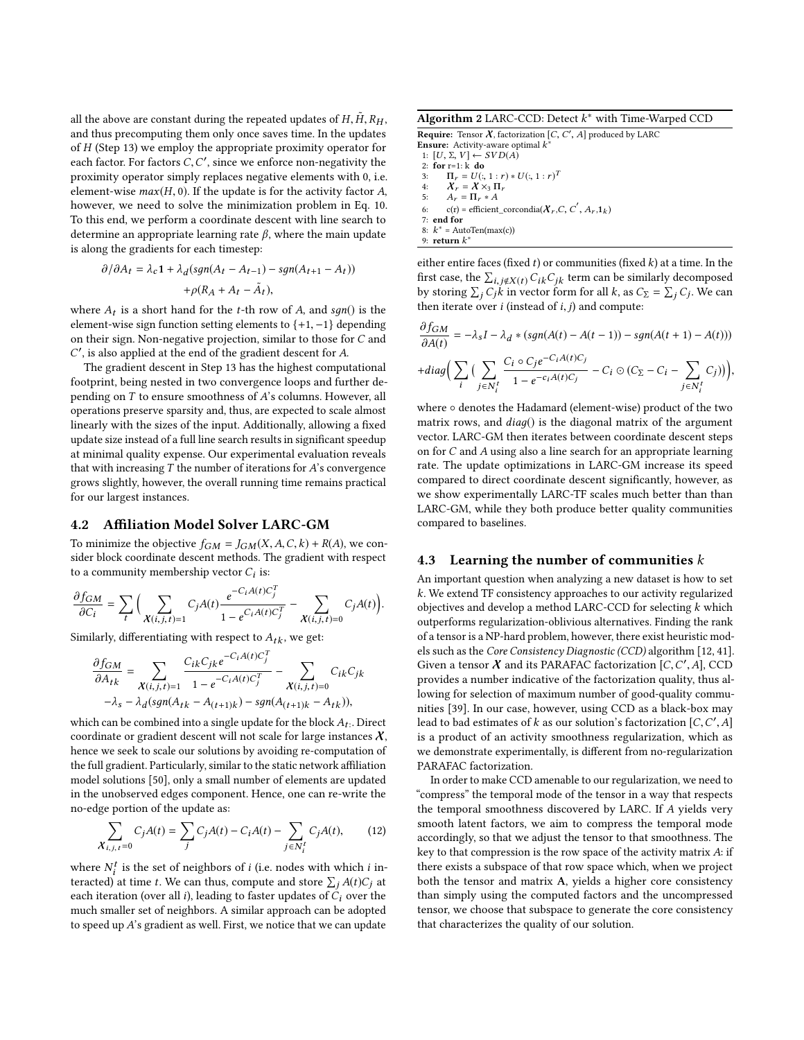all the above are constant during the repeated updates of $H, \tilde{H}, R_H$, and thus precomputing them only once saves time. In the updates of $H$ (Step 13) we employ the appropriate proximity operator for each factor. For factors $C, C'$, since we enforce non-negativity the proximity operator simply replaces negative elements with 0, i.e. element-wise $max(H, 0)$. If the update is for the activity factor $A$, however, we need to solve the minimization problem in Eq. 10. To this end, we perform a coordinate descent with line search to determine an appropriate learning rate $\beta$, where the main update is along the gradients for each timestep:

$$\partial / \partial A_t = \lambda_c \mathbf{1} + \lambda_d (sgn(A_t - A_{t-1}) - sgn(A_{t+1} - A_t)) + \rho(R_A + A_t - \tilde{A}_t),$$

where $A_t$ is a short hand for the $t$-th row of $A$, and $sgn()$ is the element-wise sign function setting elements to $\{+1, -1\}$ depending on their sign. Non-negative projection, similar to those for $C$ and $C'$, is also applied at the end of the gradient descent for $A$.

The gradient descent in Step 13 has the highest computational footprint, being nested in two convergence loops and further depending on $T$ to ensure smoothness of $A$'s columns. However, all operations preserve sparsity and, thus, are expected to scale almost linearly with the sizes of the input. Additionally, allowing a fixed update size instead of a full line search results in significant speedup at minimal quality expense. Our experimental evaluation reveals that with increasing $T$ the number of iterations for $A$'s convergence grows slightly, however, the overall running time remains practical for our largest instances.

## 4.2 Affiliation Model Solver LARC-GM

To minimize the objective $f_{GM} = J_{GM}(X, A, C, k) + R(A)$, we consider block coordinate descent methods. The gradient with respect to a community membership vector $C_i$ is:

$$\frac{\partial f_{GM}}{\partial C_i} = \sum_t \Big( \sum_{\mathcal{X}(i,j,t)=1} C_j A(t) \frac{e^{-C_i A(t) C_j^T}}{1 - e^{C_i A(t) C_j^T}} - \sum_{\mathcal{X}(i,j,t)=0} C_j A(t) \Big).$$

Similarly, differentiating with respect to $A_{tk}$, we get:

$$\frac{\partial f_{GM}}{\partial A_{tk}} = \sum_{\mathcal{X}(i,j,t)=1} \frac{C_{ik} C_{jk} e^{-C_i A(t) C_j^T}}{1 - e^{-C_i A(t) C_j^T}} - \sum_{\mathcal{X}(i,j,t)=0} C_{ik} C_{jk} - \lambda_s - \lambda_d (sgn(A_{tk} - A_{(t+1)k}) - sgn(A_{(t+1)k} - A_{tk})),$$

which can be combined into a single update for the block $A_{t:}$. Direct coordinate or gradient descent will not scale for large instances $\mathcal{X}$, hence we seek to scale our solutions by avoiding re-computation of the full gradient. Particularly, similar to the static network affiliation model solutions [50], only a small number of elements are updated in the unobserved edges component. Hence, one can re-write the no-edge portion of the update as:

$$\sum_{\mathcal{X}_{i,j,t}=0} C_j A(t) = \sum_j C_j A(t) - C_i A(t) - \sum_{j \in N_i^t} C_j A(t), \qquad (12)$$

where $N_i^t$ is the set of neighbors of $i$ (i.e. nodes with which $i$ interacted) at time $t$. We can thus, compute and store $\sum_j A(t) C_j$ at each iteration (over all $i$), leading to faster updates of $C_i$ over the much smaller set of neighbors. A similar approach can be adopted to speed up $A$'s gradient as well. First, we notice that we can update either entire faces (fixed $t$) or communities (fixed $k$) at a time. In the first case, the $\sum_{i,j \notin X(t)} C_{ik} C_{jk}$ term can be similarly decomposed by storing $\sum_j Cjk$ in vector form for all $k$, as $C_\Sigma = \sum_j C_j$. We can then iterate over $i$ (instead of $i, j$) and compute:

$$\frac{\partial f_{GM}}{\partial A(t)} = -\lambda_s I - \lambda_d * (sgn(A(t) - A(t-1)) - sgn(A(t+1) - A(t))) + diag\Big( \sum_i \big( \sum_{j \in N_i^t} \frac{C_i \circ C_j e^{-C_i A(t) C_j}}{1 - e^{-c_i A(t) C_j}} - C_i \odot (C_\Sigma - C_i - \sum_{j \in N_i^t} C_j) \big) \Big),$$

where $\circ$ denotes the Hadamard (element-wise) product of the two matrix rows, and $diag()$ is the diagonal matrix of the argument vector. LARC-GM then iterates between coordinate descent steps on for $C$ and $A$ using also a line search for an appropriate learning rate. The update optimizations in LARC-GM increase its speed compared to direct coordinate descent significantly, however, as we show experimentally LARC-TF scales much better than than LARC-GM, while they both produce better quality communities compared to baselines.

**Algorithm 2** LARC-CCD: Detect $k^*$ with Time-Warped CCD

**Require:** Tensor $\mathcal{X}$, factorization $[C, C', A]$ produced by LARC
**Ensure:** Activity-aware optimal $k^*$

```
1: [U, Σ, V] ← SVD(A)
2: for r=1: k do
3:     Π_r = U(:, 1 : r) * U(:, 1 : r)^T
4:     X_r = X ×_3 Π_r
5:     A_r = Π_r * A
6:     c(r) = efficient_corcondia(X_r, C, C', A_r, 1_k)
7: end for
8: k* = AutoTen(max(c))
9: return k*
```

## 4.3 Learning the number of communities $k$

An important question when analyzing a new dataset is how to set $k$. We extend TF consistency approaches to our activity regularized objectives and develop a method LARC-CCD for selecting $k$ which outperforms regularization-oblivious alternatives. Finding the rank of a tensor is a NP-hard problem, however, there exist heuristic models such as the *Core Consistency Diagnostic (CCD)* algorithm [12, 41]. Given a tensor $\mathcal{X}$ and its PARAFAC factorization $[C, C', A]$, CCD provides a number indicative of the factorization quality, thus allowing for selection of maximum number of good-quality communities [39]. In our case, however, using CCD as a black-box may lead to bad estimates of $k$ as our solution's factorization $[C, C', A]$ is a product of an activity smoothness regularization, which as we demonstrate experimentally, is different from no-regularization PARAFAC factorization.

In order to make CCD amenable to our regularization, we need to "compress" the temporal mode of the tensor in a way that respects the temporal smoothness discovered by LARC. If $A$ yields very smooth latent factors, we aim to compress the temporal mode accordingly, so that we adjust the tensor to that smoothness. The key to that compression is the row space of the activity matrix $A$: if there exists a subspace of that row space which, when we project both the tensor and matrix $\mathbf{A}$, yields a higher core consistency than simply using the computed factors and the uncompressed tensor, we choose that subspace to generate the core consistency that characterizes the quality of our solution.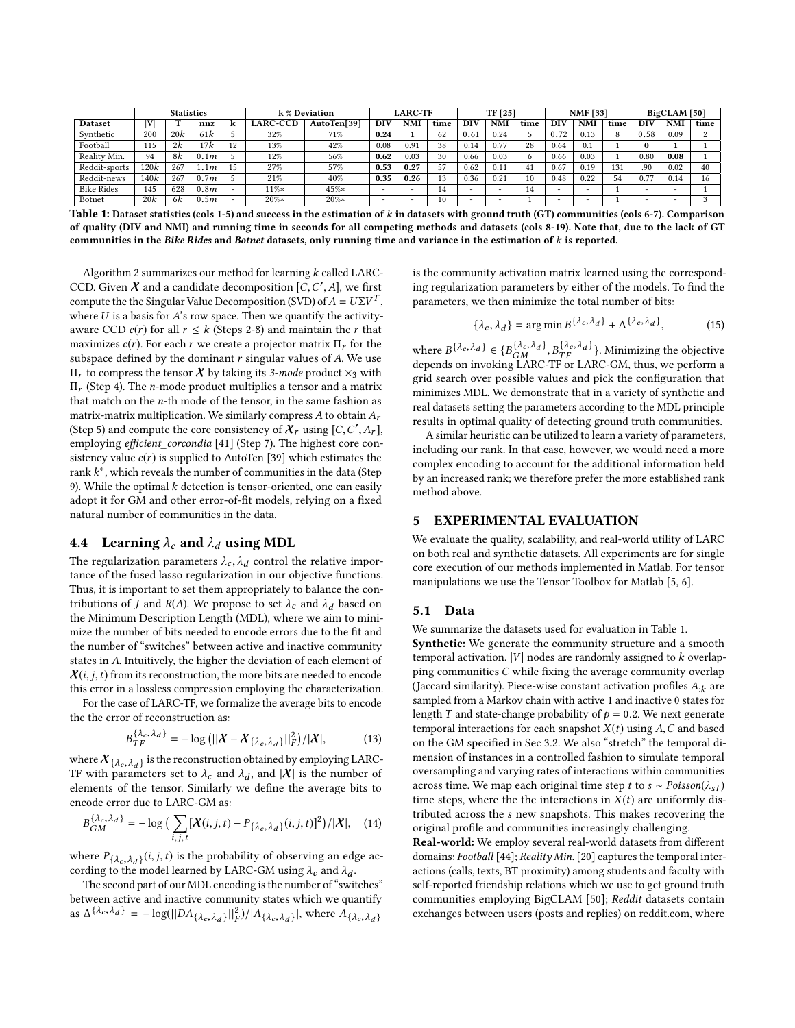| | Statistics | | | | k % Deviation | | LARC-TF | | | TF [25] | | | NMF [33] | | | BigCLAM [50] | | |
|---|---|---|---|---|---|---|---|---|---|---|---|---|---|---|---|---|---|---|
| Dataset | \|V\| | T | nnz | k | LARC-CCD | AutoTen[39] | DIV | NMI | time | DIV | NMI | time | DIV | NMI | time | DIV | NMI | time |
| Synthetic | 200 | $20k$ | $61k$ | 5 | 32% | 71% | **0.24** | **1** | 62 | 0.61 | 0.24 | 5 | 0.72 | 0.13 | 8 | 0.58 | 0.09 | 2 |
| Football | 115 | $2k$ | $17k$ | 12 | 13% | 42% | 0.08 | 0.91 | 38 | 0.14 | 0.77 | 28 | 0.64 | 0.1 | 1 | **0** | **1** | 1 |
| Reality Min. | 94 | $8k$ | $0.1m$ | 5 | 12% | 56% | **0.62** | 0.03 | 30 | 0.66 | 0.03 | 6 | 0.66 | 0.03 | 1 | 0.80 | **0.08** | 1 |
| Reddit-sports | $120k$ | 267 | $1.1m$ | 15 | 27% | 57% | **0.53** | **0.27** | 57 | 0.62 | 0.11 | 41 | 0.67 | 0.19 | 131 | .90 | 0.02 | 40 |
| Reddit-news | $140k$ | 267 | $0.7m$ | 5 | 21% | 40% | **0.35** | **0.26** | 13 | 0.36 | 0.21 | 10 | 0.48 | 0.22 | 54 | 0.77 | 0.14 | 16 |
| Bike Rides | 145 | 628 | $0.8m$ | - | 11%* | 45%* | - | - | 14 | - | - | 14 | - | - | 1 | - | - | 1 |
| Botnet | $20k$ | $6k$ | $0.5m$ | - | 20%* | 20%* | - | - | 10 | - | - | 1 | - | - | 1 | - | - | 3 |

**Table 1: Dataset statistics (cols 1-5) and success in the estimation of $k$ in datasets with ground truth (GT) communities (cols 6-7). Comparison of quality (DIV and NMI) and running time in seconds for all competing methods and datasets (cols 8-19). Note that, due to the lack of GT communities in the *Bike Rides* and *Botnet* datasets, only running time and variance in the estimation of $k$ is reported.**

Algorithm 2 summarizes our method for learning $k$ called LARC-CCD. Given $\mathcal{X}$ and a candidate decomposition $[C, C', A]$, we first compute the the Singular Value Decomposition (SVD) of $A = U\Sigma V^T$, where $U$ is a basis for $A$'s row space. Then we quantify the activity-aware CCD $c(r)$ for all $r \leq k$ (Steps 2-8) and maintain the $r$ that maximizes $c(r)$. For each $r$ we create a projector matrix $\Pi_r$ for the subspace defined by the dominant $r$ singular values of $A$. We use $\Pi_r$ to compress the tensor $\mathcal{X}$ by taking its *3-mode* product $\times_3$ with $\Pi_r$ (Step 4). The $n$-mode product multiplies a tensor and a matrix that match on the $n$-th mode of the tensor, in the same fashion as matrix-matrix multiplication. We similarly compress $A$ to obtain $A_r$ (Step 5) and compute the core consistency of $\mathcal{X}_r$ using $[C, C', A_r]$, employing *efficient_corcondia* [41] (Step 7). The highest core consistency value $c(r)$ is supplied to AutoTen [39] which estimates the rank $k^*$, which reveals the number of communities in the data (Step 9). While the optimal $k$ detection is tensor-oriented, one can easily adopt it for GM and other error-of-fit models, relying on a fixed natural number of communities in the data.

## 4.4 Learning $\lambda_c$ and $\lambda_d$ using MDL

The regularization parameters $\lambda_c, \lambda_d$ control the relative importance of the fused lasso regularization in our objective functions. Thus, it is important to set them appropriately to balance the contributions of $J$ and $R(A)$. We propose to set $\lambda_c$ and $\lambda_d$ based on the Minimum Description Length (MDL), where we aim to minimize the number of bits needed to encode errors due to the fit and the number of "switches" between active and inactive community states in $A$. Intuitively, the higher the deviation of each element of $\mathcal{X}(i, j, t)$ from its reconstruction, the more bits are needed to encode this error in a lossless compression employing the characterization.

For the case of LARC-TF, we formalize the average bits to encode the the error of reconstruction as:

$$B_{TF}^{\{\lambda_c,\lambda_d\}} = -\log\left(||\mathcal{X} - \mathcal{X}_{\{\lambda_c,\lambda_d\}}||_F^2\right)/|\mathcal{X}|, \tag{13}$$

where $\mathcal{X}_{\{\lambda_c,\lambda_d\}}$ is the reconstruction obtained by employing LARC-TF with parameters set to $\lambda_c$ and $\lambda_d$, and $|\mathcal{X}|$ is the number of elements of the tensor. Similarly we define the average bits to encode error due to LARC-GM as:

$$B_{GM}^{\{\lambda_c,\lambda_d\}} = -\log\Big(\sum_{i,j,t}[\mathcal{X}(i,j,t) - P_{\{\lambda_c,\lambda_d\}}(i,j,t)]^2\Big)/|\mathcal{X}|, \tag{14}$$

where $P_{\{\lambda_c,\lambda_d\}}(i, j, t)$ is the probability of observing an edge according to the model learned by LARC-GM using $\lambda_c$ and $\lambda_d$.

The second part of our MDL encoding is the number of "switches" between active and inactive community states which we quantify as $\Delta^{\{\lambda_c,\lambda_d\}} = -\log(||DA_{\{\lambda_c,\lambda_d\}}||_F^2)/|A_{\{\lambda_c,\lambda_d\}}|$, where $A_{\{\lambda_c,\lambda_d\}}$ is the community activation matrix learned using the corresponding regularization parameters by either of the models. To find the parameters, we then minimize the total number of bits:

$$\{\lambda_c, \lambda_d\} = \arg\min B^{\{\lambda_c,\lambda_d\}} + \Delta^{\{\lambda_c,\lambda_d\}}, \tag{15}$$

where $B^{\{\lambda_c,\lambda_d\}} \in \{B_{GM}^{\{\lambda_c,\lambda_d\}}, B_{TF}^{\{\lambda_c,\lambda_d\}}\}$. Minimizing the objective depends on invoking LARC-TF or LARC-GM, thus, we perform a grid search over possible values and pick the configuration that minimizes MDL. We demonstrate that in a variety of synthetic and real datasets setting the parameters according to the MDL principle results in optimal quality of detecting ground truth communities.

A similar heuristic can be utilized to learn a variety of parameters, including our rank. In that case, however, we would need a more complex encoding to account for the additional information held by an increased rank; we therefore prefer the more established rank method above.

# 5 EXPERIMENTAL EVALUATION

We evaluate the quality, scalability, and real-world utility of LARC on both real and synthetic datasets. All experiments are for single core execution of our methods implemented in Matlab. For tensor manipulations we use the Tensor Toolbox for Matlab [5, 6].

## 5.1 Data

We summarize the datasets used for evaluation in Table 1.

**Synthetic:** We generate the community structure and a smooth temporal activation. $|V|$ nodes are randomly assigned to $k$ overlapping communities $C$ while fixing the average community overlap (Jaccard similarity). Piece-wise constant activation profiles $A_{:k}$ are sampled from a Markov chain with active 1 and inactive 0 states for length $T$ and state-change probability of $p = 0.2$. We next generate temporal interactions for each snapshot $X(t)$ using $A, C$ and based on the GM specified in Sec 3.2. We also "stretch" the temporal dimension of instances in a controlled fashion to simulate temporal oversampling and varying rates of interactions within communities across time. We map each original time step $t$ to $s \sim Poisson(\lambda_{st})$ time steps, where the the interactions in $X(t)$ are uniformly distributed across the $s$ new snapshots. This makes recovering the original profile and communities increasingly challenging.

**Real-world:** We employ several real-world datasets from different domains: *Football* [44]; *Reality Min.* [20] captures the temporal interactions (calls, texts, BT proximity) among students and faculty with self-reported friendship relations which we use to get ground truth communities employing BigCLAM [50]; *Reddit* datasets contain exchanges between users (posts and replies) on reddit.com, where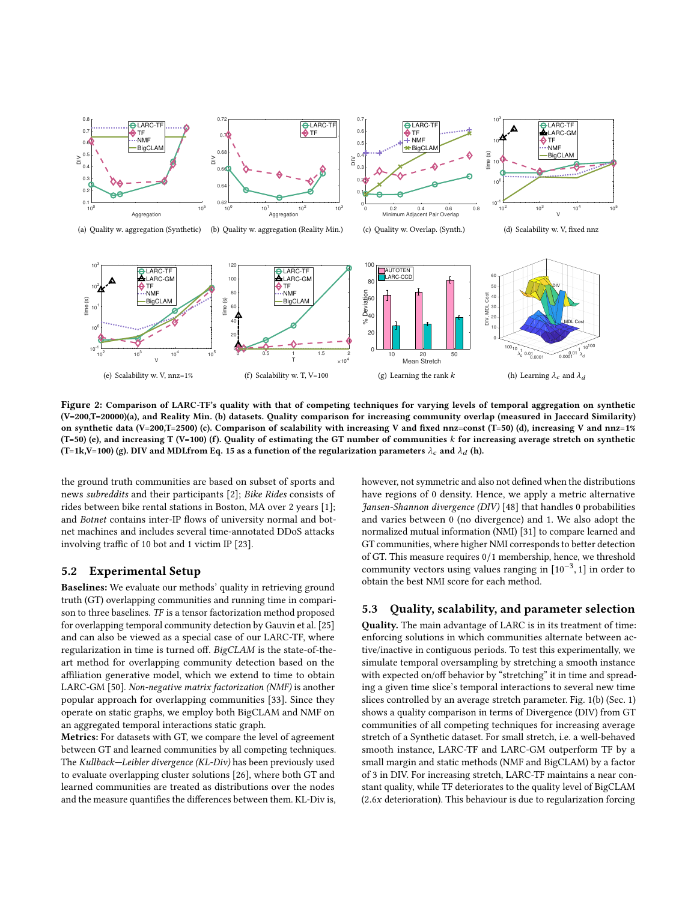(a) Quality w. aggregation (Synthetic)

(b) Quality w. aggregation (Reality Min.)

(c) Quality w. Overlap. (Synth.)

(d) Scalability w. V, fixed nnz

(e) Scalability w. V, nnz=1%

(f) Scalability w. T, V=100

(g) Learning the rank $k$

(h) Learning $\lambda_c$ and $\lambda_d$

**Figure 2: Comparison of LARC-TF's quality with that of competing techniques for varying levels of temporal aggregation on synthetic (V=200,T=20000)(a), and Reality Min. (b) datasets. Quality comparison for increasing community overlap (measured in Jacccard Similarity) on synthetic data (V=200,T=2500) (c). Comparison of scalability with increasing V and fixed nnz=const (T=50) (d), increasing V and nnz=1% (T=50) (e), and increasing T (V=100) (f). Quality of estimating the GT number of communities $k$ for increasing average stretch on synthetic (T=1k,V=100) (g). DIV and MDLfrom Eq. 15 as a function of the regularization parameters $\lambda_c$ and $\lambda_d$ (h).**

the ground truth communities are based on subset of sports and news *subreddits* and their participants [2]; *Bike Rides* consists of rides between bike rental stations in Boston, MA over 2 years [1]; and *Botnet* contains inter-IP flows of university normal and botnet machines and includes several time-annotated DDoS attacks involving traffic of 10 bot and 1 victim IP [23].

## 5.2 Experimental Setup

**Baselines:** We evaluate our methods' quality in retrieving ground truth (GT) overlapping communities and running time in comparison to three baselines. *TF* is a tensor factorization method proposed for overlapping temporal community detection by Gauvin et al. [25] and can also be viewed as a special case of our LARC-TF, where regularization in time is turned off. *BigCLAM* is the state-of-the-art method for overlapping community detection based on the affiliation generative model, which we extend to time to obtain LARC-GM [50]. *Non-negative matrix factorization (NMF)* is another popular approach for overlapping communities [33]. Since they operate on static graphs, we employ both BigCLAM and NMF on an aggregated temporal interactions static graph.

**Metrics:** For datasets with GT, we compare the level of agreement between GT and learned communities by all competing techniques. The *Kullback—Leibler divergence (KL-Div)* has been previously used to evaluate overlapping cluster solutions [26], where both GT and learned communities are treated as distributions over the nodes and the measure quantifies the differences between them. KL-Div is, however, not symmetric and also not defined when the distributions have regions of 0 density. Hence, we apply a metric alternative *Jansen-Shannon divergence (DIV)* [48] that handles 0 probabilities and varies between 0 (no divergence) and 1. We also adopt the normalized mutual information (NMI) [31] to compare learned and GT communities, where higher NMI corresponds to better detection of GT. This measure requires 0/1 membership, hence, we threshold community vectors using values ranging in $[10^{-3}, 1]$ in order to obtain the best NMI score for each method.

## 5.3 Quality, scalability, and parameter selection

**Quality.** The main advantage of LARC is in its treatment of time: enforcing solutions in which communities alternate between active/inactive in contiguous periods. To test this experimentally, we simulate temporal oversampling by stretching a smooth instance with expected on/off behavior by "stretching" it in time and spreading a given time slice's temporal interactions to several new time slices controlled by an average stretch parameter. Fig. 1(b) (Sec. 1) shows a quality comparison in terms of Divergence (DIV) from GT communities of all competing techniques for increasing average stretch of a Synthetic dataset. For small stretch, i.e. a well-behaved smooth instance, LARC-TF and LARC-GM outperform TF by a small margin and static methods (NMF and BigCLAM) by a factor of 3 in DIV. For increasing stretch, LARC-TF maintains a near constant quality, while TF deteriorates to the quality level of BigCLAM (2.6$x$ deterioration). This behaviour is due to regularization forcing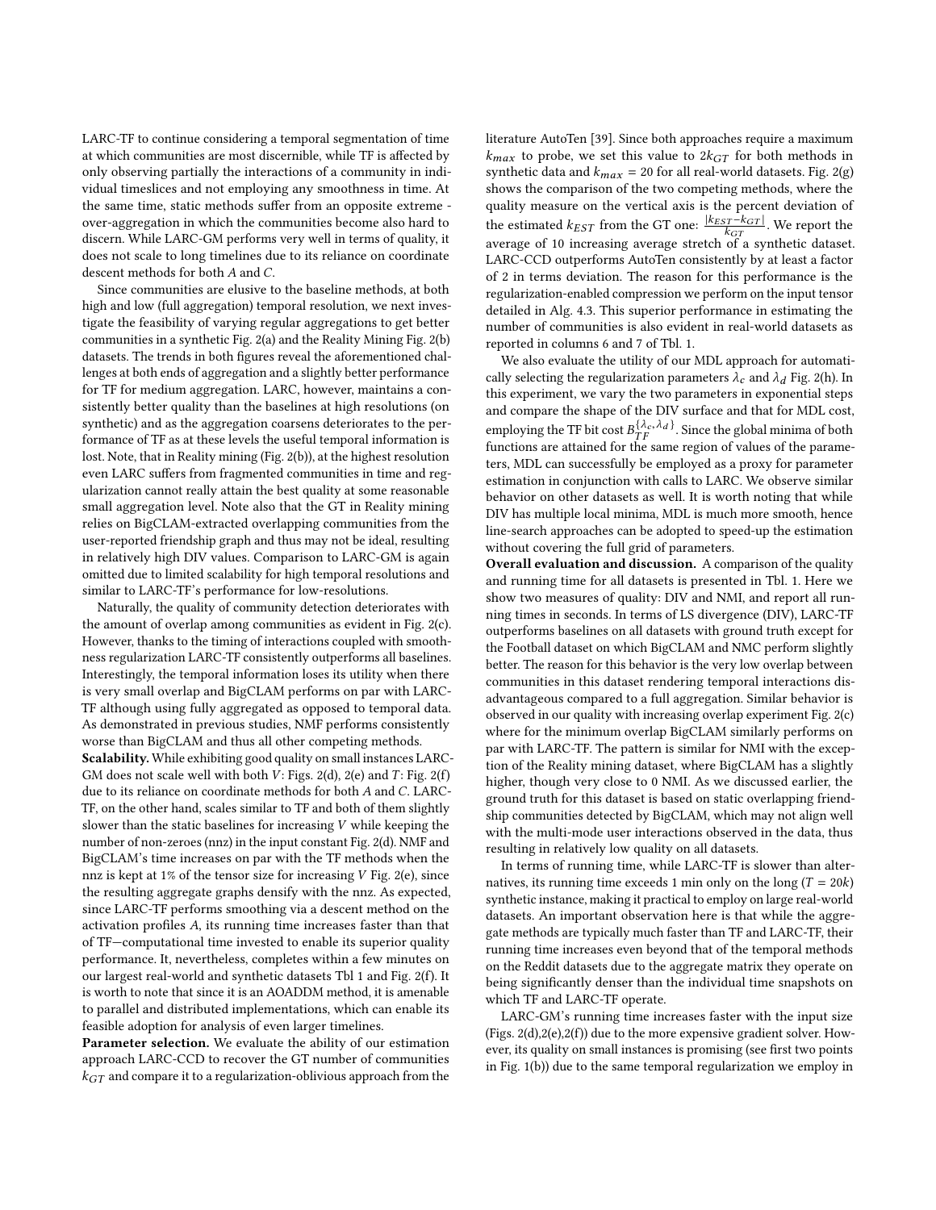LARC-TF to continue considering a temporal segmentation of time at which communities are most discernible, while TF is affected by only observing partially the interactions of a community in individual timeslices and not employing any smoothness in time. At the same time, static methods suffer from an opposite extreme - over-aggregation in which the communities become also hard to discern. While LARC-GM performs very well in terms of quality, it does not scale to long timelines due to its reliance on coordinate descent methods for both $A$ and $C$.

Since communities are elusive to the baseline methods, at both high and low (full aggregation) temporal resolution, we next investigate the feasibility of varying regular aggregations to get better communities in a synthetic Fig. 2(a) and the Reality Mining Fig. 2(b) datasets. The trends in both figures reveal the aforementioned challenges at both ends of aggregation and a slightly better performance for TF for medium aggregation. LARC, however, maintains a consistently better quality than the baselines at high resolutions (on synthetic) and as the aggregation coarsens deteriorates to the performance of TF as at these levels the useful temporal information is lost. Note, that in Reality mining (Fig. 2(b)), at the highest resolution even LARC suffers from fragmented communities in time and regularization cannot really attain the best quality at some reasonable small aggregation level. Note also that the GT in Reality mining relies on BigCLAM-extracted overlapping communities from the user-reported friendship graph and thus may not be ideal, resulting in relatively high DIV values. Comparison to LARC-GM is again omitted due to limited scalability for high temporal resolutions and similar to LARC-TF's performance for low-resolutions.

Naturally, the quality of community detection deteriorates with the amount of overlap among communities as evident in Fig. 2(c). However, thanks to the timing of interactions coupled with smoothness regularization LARC-TF consistently outperforms all baselines. Interestingly, the temporal information loses its utility when there is very small overlap and BigCLAM performs on par with LARC-TF although using fully aggregated as opposed to temporal data. As demonstrated in previous studies, NMF performs consistently worse than BigCLAM and thus all other competing methods.

**Scalability.** While exhibiting good quality on small instances LARC-GM does not scale well with both $V$: Figs. 2(d), 2(e) and $T$: Fig. 2(f) due to its reliance on coordinate methods for both $A$ and $C$. LARC-TF, on the other hand, scales similar to TF and both of them slightly slower than the static baselines for increasing $V$ while keeping the number of non-zeroes (nnz) in the input constant Fig. 2(d). NMF and BigCLAM's time increases on par with the TF methods when the nnz is kept at 1% of the tensor size for increasing $V$ Fig. 2(e), since the resulting aggregate graphs densify with the nnz. As expected, since LARC-TF performs smoothing via a descent method on the activation profiles $A$, its running time increases faster than that of TF—computational time invested to enable its superior quality performance. It, nevertheless, completes within a few minutes on our largest real-world and synthetic datasets Tbl 1 and Fig. 2(f). It is worth to note that since it is an AOADDM method, it is amenable to parallel and distributed implementations, which can enable its feasible adoption for analysis of even larger timelines.

**Parameter selection.** We evaluate the ability of our estimation approach LARC-CCD to recover the GT number of communities $k_{GT}$ and compare it to a regularization-oblivious approach from the literature AutoTen [39]. Since both approaches require a maximum $k_{max}$ to probe, we set this value to $2k_{GT}$ for both methods in synthetic data and $k_{max} = 20$ for all real-world datasets. Fig. 2(g) shows the comparison of the two competing methods, where the quality measure on the vertical axis is the percent deviation of the estimated $k_{EST}$ from the GT one: $\frac{|k_{EST}-k_{GT}|}{k_{GT}}$. We report the average of 10 increasing average stretch of a synthetic dataset. LARC-CCD outperforms AutoTen consistently by at least a factor of 2 in terms deviation. The reason for this performance is the regularization-enabled compression we perform on the input tensor detailed in Alg. 4.3. This superior performance in estimating the number of communities is also evident in real-world datasets as reported in columns 6 and 7 of Tbl. 1.

We also evaluate the utility of our MDL approach for automatically selecting the regularization parameters $\lambda_c$ and $\lambda_d$ Fig. 2(h). In this experiment, we vary the two parameters in exponential steps and compare the shape of the DIV surface and that for MDL cost, employing the TF bit cost $B_{TF}^{\{\lambda_c,\lambda_d\}}$. Since the global minima of both functions are attained for the same region of values of the parameters, MDL can successfully be employed as a proxy for parameter estimation in conjunction with calls to LARC. We observe similar behavior on other datasets as well. It is worth noting that while DIV has multiple local minima, MDL is much more smooth, hence line-search approaches can be adopted to speed-up the estimation without covering the full grid of parameters.

**Overall evaluation and discussion.** A comparison of the quality and running time for all datasets is presented in Tbl. 1. Here we show two measures of quality: DIV and NMI, and report all running times in seconds. In terms of LS divergence (DIV), LARC-TF outperforms baselines on all datasets with ground truth except for the Football dataset on which BigCLAM and NMC perform slightly better. The reason for this behavior is the very low overlap between communities in this dataset rendering temporal interactions disadvantageous compared to a full aggregation. Similar behavior is observed in our quality with increasing overlap experiment Fig. 2(c) where for the minimum overlap BigCLAM similarly performs on par with LARC-TF. The pattern is similar for NMI with the exception of the Reality mining dataset, where BigCLAM has a slightly higher, though very close to 0 NMI. As we discussed earlier, the ground truth for this dataset is based on static overlapping friendship communities detected by BigCLAM, which may not align well with the multi-mode user interactions observed in the data, thus resulting in relatively low quality on all datasets.

In terms of running time, while LARC-TF is slower than alternatives, its running time exceeds 1 min only on the long ($T = 20k$) synthetic instance, making it practical to employ on large real-world datasets. An important observation here is that while the aggregate methods are typically much faster than TF and LARC-TF, their running time increases even beyond that of the temporal methods on the Reddit datasets due to the aggregate matrix they operate on being significantly denser than the individual time snapshots on which TF and LARC-TF operate.

LARC-GM's running time increases faster with the input size (Figs. 2(d),2(e),2(f)) due to the more expensive gradient solver. However, its quality on small instances is promising (see first two points in Fig. 1(b)) due to the same temporal regularization we employ in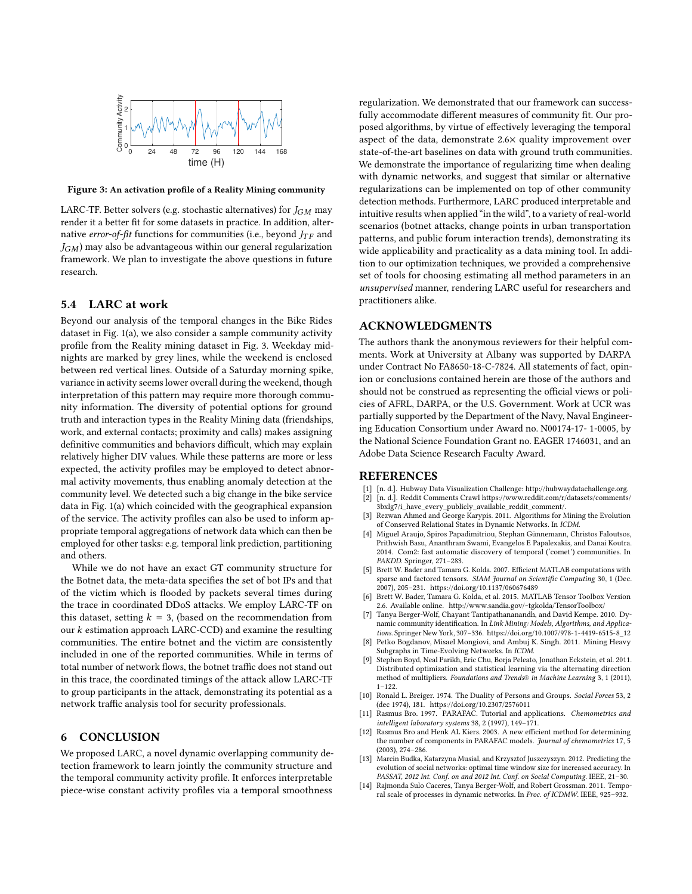Community Activity

2

1

0

0 24 48 72 96 120 144 168

time (H)

**Figure 3: An activation profile of a Reality Mining community**

LARC-TF. Better solvers (e.g. stochastic alternatives) for $J_{GM}$ may render it a better fit for some datasets in practice. In addition, alternative *error-of-fit* functions for communities (i.e., beyond $J_{TF}$ and $J_{GM}$) may also be advantageous within our general regularization framework. We plan to investigate the above questions in future research.

## 5.4 LARC at work

Beyond our analysis of the temporal changes in the Bike Rides dataset in Fig. 1(a), we also consider a sample community activity profile from the Reality mining dataset in Fig. 3. Weekday midnights are marked by grey lines, while the weekend is enclosed between red vertical lines. Outside of a Saturday morning spike, variance in activity seems lower overall during the weekend, though interpretation of this pattern may require more thorough community information. The diversity of potential options for ground truth and interaction types in the Reality Mining data (friendships, work, and external contacts; proximity and calls) makes assigning definitive communities and behaviors difficult, which may explain relatively higher DIV values. While these patterns are more or less expected, the activity profiles may be employed to detect abnormal activity movements, thus enabling anomaly detection at the community level. We detected such a big change in the bike service data in Fig. 1(a) which coincided with the geographical expansion of the service. The activity profiles can also be used to inform appropriate temporal aggregations of network data which can then be employed for other tasks: e.g. temporal link prediction, partitioning and others.

While we do not have an exact GT community structure for the Botnet data, the meta-data specifies the set of bot IPs and that of the victim which is flooded by packets several times during the trace in coordinated DDoS attacks. We employ LARC-TF on this dataset, setting $k = 3$, (based on the recommendation from our $k$ estimation approach LARC-CCD) and examine the resulting communities. The entire botnet and the victim are consistently included in one of the reported communities. While in terms of total number of network flows, the botnet traffic does not stand out in this trace, the coordinated timings of the attack allow LARC-TF to group participants in the attack, demonstrating its potential as a network traffic analysis tool for security professionals.

# 6 CONCLUSION

We proposed LARC, a novel dynamic overlapping community detection framework to learn jointly the community structure and the temporal community activity profile. It enforces interpretable piece-wise constant activity profiles via a temporal smoothness regularization. We demonstrated that our framework can successfully accommodate different measures of community fit. Our proposed algorithms, by virtue of effectively leveraging the temporal aspect of the data, demonstrate 2.6× quality improvement over state-of-the-art baselines on data with ground truth communities. We demonstrate the importance of regularizing time when dealing with dynamic networks, and suggest that similar or alternative regularizations can be implemented on top of other community detection methods. Furthermore, LARC produced interpretable and intuitive results when applied "in the wild", to a variety of real-world scenarios (botnet attacks, change points in urban transportation patterns, and public forum interaction trends), demonstrating its wide applicability and practicality as a data mining tool. In addition to our optimization techniques, we provided a comprehensive set of tools for choosing estimating all method parameters in an *unsupervised* manner, rendering LARC useful for researchers and practitioners alike.

# ACKNOWLEDGMENTS

The authors thank the anonymous reviewers for their helpful comments. Work at University at Albany was supported by DARPA under Contract No FA8650-18-C-7824. All statements of fact, opinion or conclusions contained herein are those of the authors and should not be construed as representing the official views or policies of AFRL, DARPA, or the U.S. Government. Work at UCR was partially supported by the Department of the Navy, Naval Engineering Education Consortium under Award no. N00174-17- 1-0005, by the National Science Foundation Grant no. EAGER 1746031, and an Adobe Data Science Research Faculty Award.

# REFERENCES

[1] [n. d.]. Hubway Data Visualization Challenge: http://hubwaydatachallenge.org.
[2] [n. d.]. Reddit Comments Crawl https://www.reddit.com/r/datasets/comments/3bxlg7/i_have_every_publicly_available_reddit_comment/.
[3] Rezwan Ahmed and George Karypis. 2011. Algorithms for Mining the Evolution of Conserved Relational States in Dynamic Networks. In *ICDM*.
[4] Miguel Araujo, Spiros Papadimitriou, Stephan Günnemann, Christos Faloutsos, Prithwish Basu, Ananthram Swami, Evangelos E Papalexakis, and Danai Koutra. 2014. Com2: fast automatic discovery of temporal ('comet') communities. In *PAKDD*. Springer, 271–283.
[5] Brett W. Bader and Tamara G. Kolda. 2007. Efficient MATLAB computations with sparse and factored tensors. *SIAM Journal on Scientific Computing* 30, 1 (Dec. 2007), 205–231. https://doi.org/10.1137/060676489
[6] Brett W. Bader, Tamara G. Kolda, et al. 2015. MATLAB Tensor Toolbox Version 2.6. Available online. http://www.sandia.gov/~tgkolda/TensorToolbox/
[7] Tanya Berger-Wolf, Chayant Tantipathananandh, and David Kempe. 2010. Dynamic community identification. In *Link Mining: Models, Algorithms, and Applications*. Springer New York, 307–336. https://doi.org/10.1007/978-1-4419-6515-8_12
[8] Petko Bogdanov, Misael Mongiovi, and Ambuj K. Singh. 2011. Mining Heavy Subgraphs in Time-Evolving Networks. In *ICDM*.
[9] Stephen Boyd, Neal Parikh, Eric Chu, Borja Peleato, Jonathan Eckstein, et al. 2011. Distributed optimization and statistical learning via the alternating direction method of multipliers. *Foundations and Trends® in Machine Learning* 3, 1 (2011), 1–122.
[10] Ronald L. Breiger. 1974. The Duality of Persons and Groups. *Social Forces* 53, 2 (dec 1974), 181. https://doi.org/10.2307/2576011
[11] Rasmus Bro. 1997. PARAFAC. Tutorial and applications. *Chemometrics and intelligent laboratory systems* 38, 2 (1997), 149–171.
[12] Rasmus Bro and Henk AL Kiers. 2003. A new efficient method for determining the number of components in PARAFAC models. *Journal of chemometrics* 17, 5 (2003), 274–286.
[13] Marcin Budka, Katarzyna Musial, and Krzysztof Juszczyszyn. 2012. Predicting the evolution of social networks: optimal time window size for increased accuracy. In *PASSAT, 2012 Int. Conf. on and 2012 Int. Conf. on Social Computing*. IEEE, 21–30.
[14] Rajmonda Sulo Caceres, Tanya Berger-Wolf, and Robert Grossman. 2011. Temporal scale of processes in dynamic networks. In *Proc. of ICDMW*. IEEE, 925–932.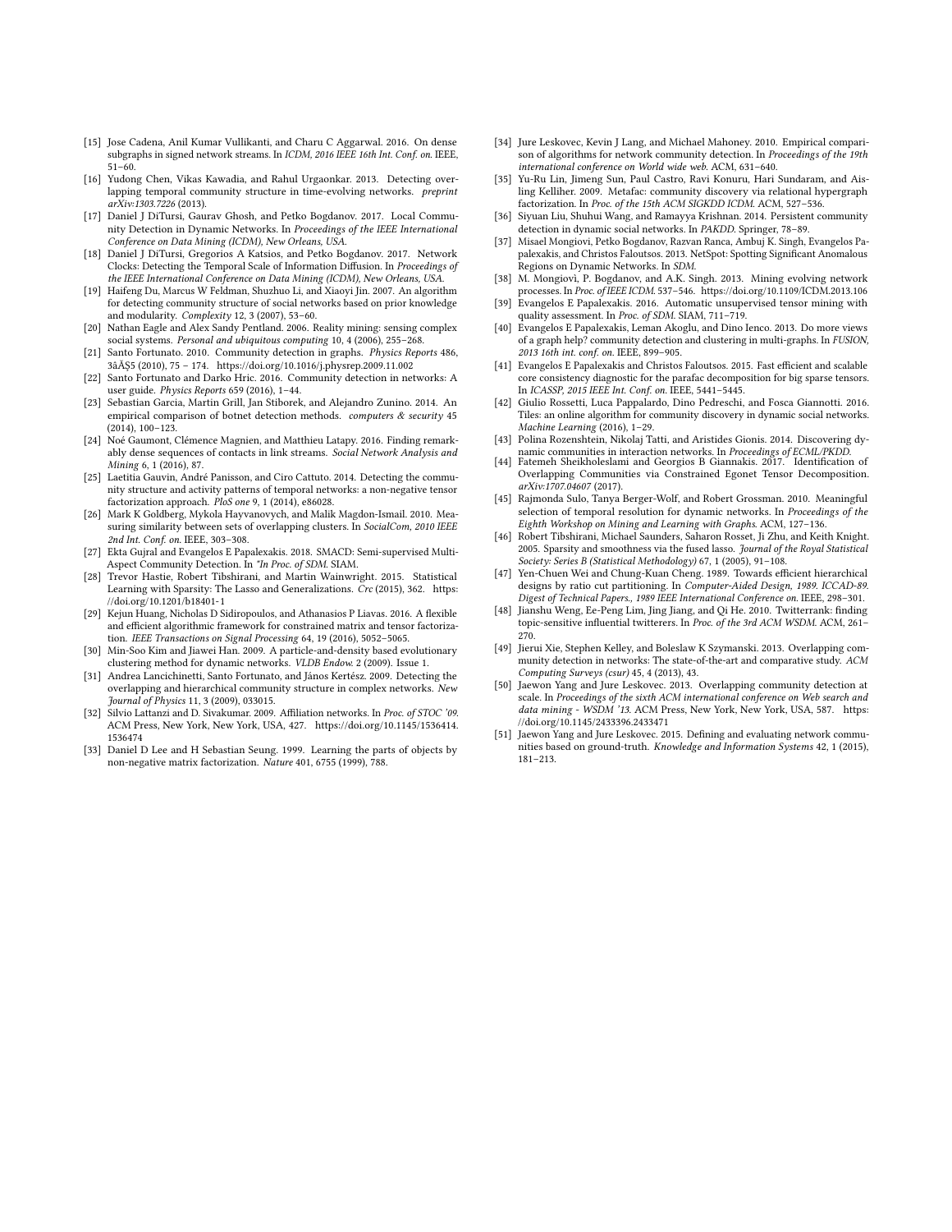[15] Jose Cadena, Anil Kumar Vullikanti, and Charu C Aggarwal. 2016. On dense subgraphs in signed network streams. In *ICDM, 2016 IEEE 16th Int. Conf. on*. IEEE, 51–60.

[16] Yudong Chen, Vikas Kawadia, and Rahul Urgaonkar. 2013. Detecting overlapping temporal community structure in time-evolving networks. *preprint arXiv:1303.7226* (2013).

[17] Daniel J DiTursi, Gaurav Ghosh, and Petko Bogdanov. 2017. Local Community Detection in Dynamic Networks. In *Proceedings of the IEEE International Conference on Data Mining (ICDM), New Orleans, USA*.

[18] Daniel J DiTursi, Gregorios A Katsios, and Petko Bogdanov. 2017. Network Clocks: Detecting the Temporal Scale of Information Diffusion. In *Proceedings of the IEEE International Conference on Data Mining (ICDM), New Orleans, USA*.

[19] Haifeng Du, Marcus W Feldman, Shuzhuo Li, and Xiaoyi Jin. 2007. An algorithm for detecting community structure of social networks based on prior knowledge and modularity. *Complexity* 12, 3 (2007), 53–60.

[20] Nathan Eagle and Alex Sandy Pentland. 2006. Reality mining: sensing complex social systems. *Personal and ubiquitous computing* 10, 4 (2006), 255–268.

[21] Santo Fortunato. 2010. Community detection in graphs. *Physics Reports* 486, 3âĂŞ5 (2010), 75 – 174. https://doi.org/10.1016/j.physrep.2009.11.002

[22] Santo Fortunato and Darko Hric. 2016. Community detection in networks: A user guide. *Physics Reports* 659 (2016), 1–44.

[23] Sebastian Garcia, Martin Grill, Jan Stiborek, and Alejandro Zunino. 2014. An empirical comparison of botnet detection methods. *computers & security* 45 (2014), 100–123.

[24] Noé Gaumont, Clémence Magnien, and Matthieu Latapy. 2016. Finding remarkably dense sequences of contacts in link streams. *Social Network Analysis and Mining* 6, 1 (2016), 87.

[25] Laetitia Gauvin, André Panisson, and Ciro Cattuto. 2014. Detecting the community structure and activity patterns of temporal networks: a non-negative tensor factorization approach. *PloS one* 9, 1 (2014), e86028.

[26] Mark K Goldberg, Mykola Hayvanovych, and Malik Magdon-Ismail. 2010. Measuring similarity between sets of overlapping clusters. In *SocialCom, 2010 IEEE 2nd Int. Conf. on*. IEEE, 303–308.

[27] Ekta Gujral and Evangelos E Papalexakis. 2018. SMACD: Semi-supervised Multi-Aspect Community Detection. In *"In Proc. of SDM*. SIAM.

[28] Trevor Hastie, Robert Tibshirani, and Martin Wainwright. 2015. Statistical Learning with Sparsity: The Lasso and Generalizations. *Crc* (2015), 362. https://doi.org/10.1201/b18401-1

[29] Kejun Huang, Nicholas D Sidiropoulos, and Athanasios P Liavas. 2016. A flexible and efficient algorithmic framework for constrained matrix and tensor factorization. *IEEE Transactions on Signal Processing* 64, 19 (2016), 5052–5065.

[30] Min-Soo Kim and Jiawei Han. 2009. A particle-and-density based evolutionary clustering method for dynamic networks. *VLDB Endow.* 2 (2009). Issue 1.

[31] Andrea Lancichinetti, Santo Fortunato, and János Kertész. 2009. Detecting the overlapping and hierarchical community structure in complex networks. *New Journal of Physics* 11, 3 (2009), 033015.

[32] Silvio Lattanzi and D. Sivakumar. 2009. Affiliation networks. In *Proc. of STOC '09*. ACM Press, New York, New York, USA, 427. https://doi.org/10.1145/1536414.1536474

[33] Daniel D Lee and H Sebastian Seung. 1999. Learning the parts of objects by non-negative matrix factorization. *Nature* 401, 6755 (1999), 788.

[34] Jure Leskovec, Kevin J Lang, and Michael Mahoney. 2010. Empirical comparison of algorithms for network community detection. In *Proceedings of the 19th international conference on World wide web*. ACM, 631–640.

[35] Yu-Ru Lin, Jimeng Sun, Paul Castro, Ravi Konuru, Hari Sundaram, and Aisling Kelliher. 2009. Metafac: community discovery via relational hypergraph factorization. In *Proc. of the 15th ACM SIGKDD ICDM*. ACM, 527–536.

[36] Siyuan Liu, Shuhui Wang, and Ramayya Krishnan. 2014. Persistent community detection in dynamic social networks. In *PAKDD*. Springer, 78–89.

[37] Misael Mongiovi, Petko Bogdanov, Razvan Ranca, Ambuj K. Singh, Evangelos Papalexakis, and Christos Faloutsos. 2013. NetSpot: Spotting Significant Anomalous Regions on Dynamic Networks. In *SDM*.

[38] M. Mongiovi, P. Bogdanov, and A.K. Singh. 2013. Mining evolving network processes. In *Proc. of IEEE ICDM*. 537–546. https://doi.org/10.1109/ICDM.2013.106

[39] Evangelos E Papalexakis. 2016. Automatic unsupervised tensor mining with quality assessment. In *Proc. of SDM*. SIAM, 711–719.

[40] Evangelos E Papalexakis, Leman Akoglu, and Dino Ienco. 2013. Do more views of a graph help? community detection and clustering in multi-graphs. In *FUSION, 2013 16th int. conf. on*. IEEE, 899–905.

[41] Evangelos E Papalexakis and Christos Faloutsos. 2015. Fast efficient and scalable core consistency diagnostic for the parafac decomposition for big sparse tensors. In *ICASSP, 2015 IEEE Int. Conf. on*. IEEE, 5441–5445.

[42] Giulio Rossetti, Luca Pappalardo, Dino Pedreschi, and Fosca Giannotti. 2016. Tiles: an online algorithm for community discovery in dynamic social networks. *Machine Learning* (2016), 1–29.

[43] Polina Rozenshtein, Nikolaj Tatti, and Aristides Gionis. 2014. Discovering dynamic communities in interaction networks. In *Proceedings of ECML/PKDD*.

[44] Fatemeh Sheikholeslami and Georgios B Giannakis. 2017. Identification of Overlapping Communities via Constrained Egonet Tensor Decomposition. *arXiv:1707.04607* (2017).

[45] Rajmonda Sulo, Tanya Berger-Wolf, and Robert Grossman. 2010. Meaningful selection of temporal resolution for dynamic networks. In *Proceedings of the Eighth Workshop on Mining and Learning with Graphs*. ACM, 127–136.

[46] Robert Tibshirani, Michael Saunders, Saharon Rosset, Ji Zhu, and Keith Knight. 2005. Sparsity and smoothness via the fused lasso. *Journal of the Royal Statistical Society: Series B (Statistical Methodology)* 67, 1 (2005), 91–108.

[47] Yen-Chuen Wei and Chung-Kuan Cheng. 1989. Towards efficient hierarchical designs by ratio cut partitioning. In *Computer-Aided Design, 1989. ICCAD-89. Digest of Technical Papers., 1989 IEEE International Conference on*. IEEE, 298–301.

[48] Jianshu Weng, Ee-Peng Lim, Jing Jiang, and Qi He. 2010. Twitterrank: finding topic-sensitive influential twitterers. In *Proc. of the 3rd ACM WSDM*. ACM, 261–270.

[49] Jierui Xie, Stephen Kelley, and Boleslaw K Szymanski. 2013. Overlapping community detection in networks: The state-of-the-art and comparative study. *ACM Computing Surveys (csur)* 45, 4 (2013), 43.

[50] Jaewon Yang and Jure Leskovec. 2013. Overlapping community detection at scale. In *Proceedings of the sixth ACM international conference on Web search and data mining - WSDM '13*. ACM Press, New York, New York, USA, 587. https://doi.org/10.1145/2433396.2433471

[51] Jaewon Yang and Jure Leskovec. 2015. Defining and evaluating network communities based on ground-truth. *Knowledge and Information Systems* 42, 1 (2015), 181–213.